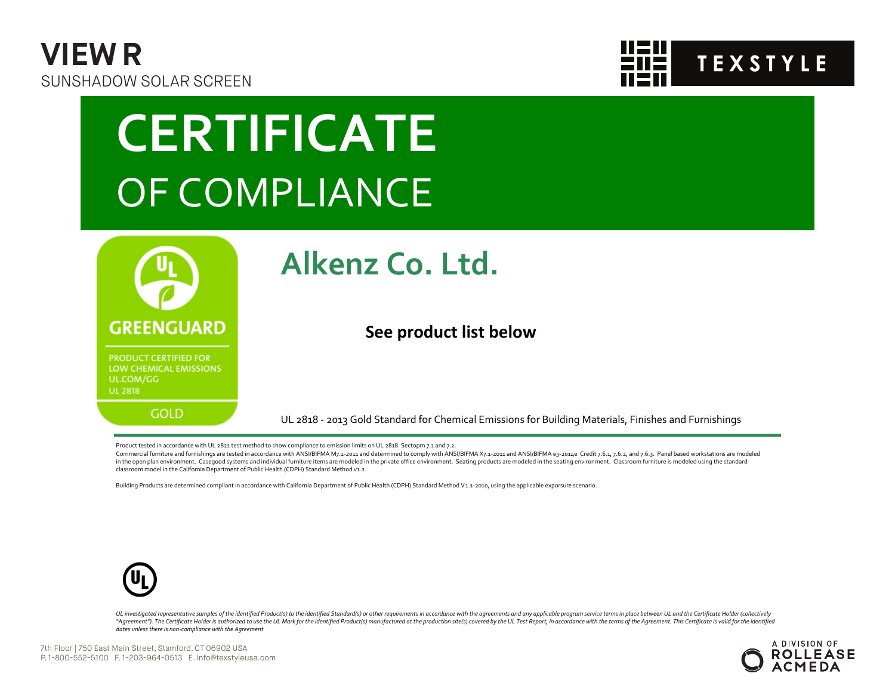# VIEW R

SUNSHADOW SOLAR SCREEN

TEXSTYLE

# CERTIFICATE

## OF COMPLIANCE

GREENGUARD

PRODUCT CERTIFIED FOR LOW CHEMICAL EMISSIONS
UL.COM/GG
UL 2818

GOLD

## Alkenz Co. Ltd.

**See product list below**

UL 2818 - 2013 Gold Standard for Chemical Emissions for Building Materials, Finishes and Furnishings

Product tested in accordance with UL 2821 test method to show compliance to emission limits on UL 2818. Sectopm 7.1 and 7.2.
Commercial furniture and furnishings are tested in accordance with ANSI/BIFMA M7.1-2011 and determined to comply with ANSI/BIFMA X7.1-2011 and ANSI/BIFMA e3-2014e Credit 7.6.1, 7.6.2, and 7.6.3. Panel based workstations are modeled in the open plan environment. Casegood systems and individual furniture items are modeled in the private office environment. Seating products are modeled in the seating environment. Classroom furniture is modeled using the standard classroom model in the California Department of Public Health (CDPH) Standard Method v1.2.

Building Products are determined compliant in accordance with California Department of Public Health (CDPH) Standard Method V1.1-2010, using the applicable exporsure scenario.

*UL investigated representative samples of the identified Product(s) to the identified Standard(s) or other requirements in accordance with the agreements and any applicable program service terms in place between UL and the Certificate Holder (collectively "Agreement"). The Certificate Holder is authorized to use the UL Mark for the identified Product(s) manufactured at the production site(s) covered by the UL Test Report, in accordance with the terms of the Agreement. This Certificate is valid for the identified dates unless there is non-compliance with the Agreement.*

7th Floor | 750 East Main Street, Stamford, CT 06902 USA
P. 1-800-552-5100 F. 1-203-964-0513 E. info@texstyleusa.com

A DIVISION OF ROLLEASE ACMEDA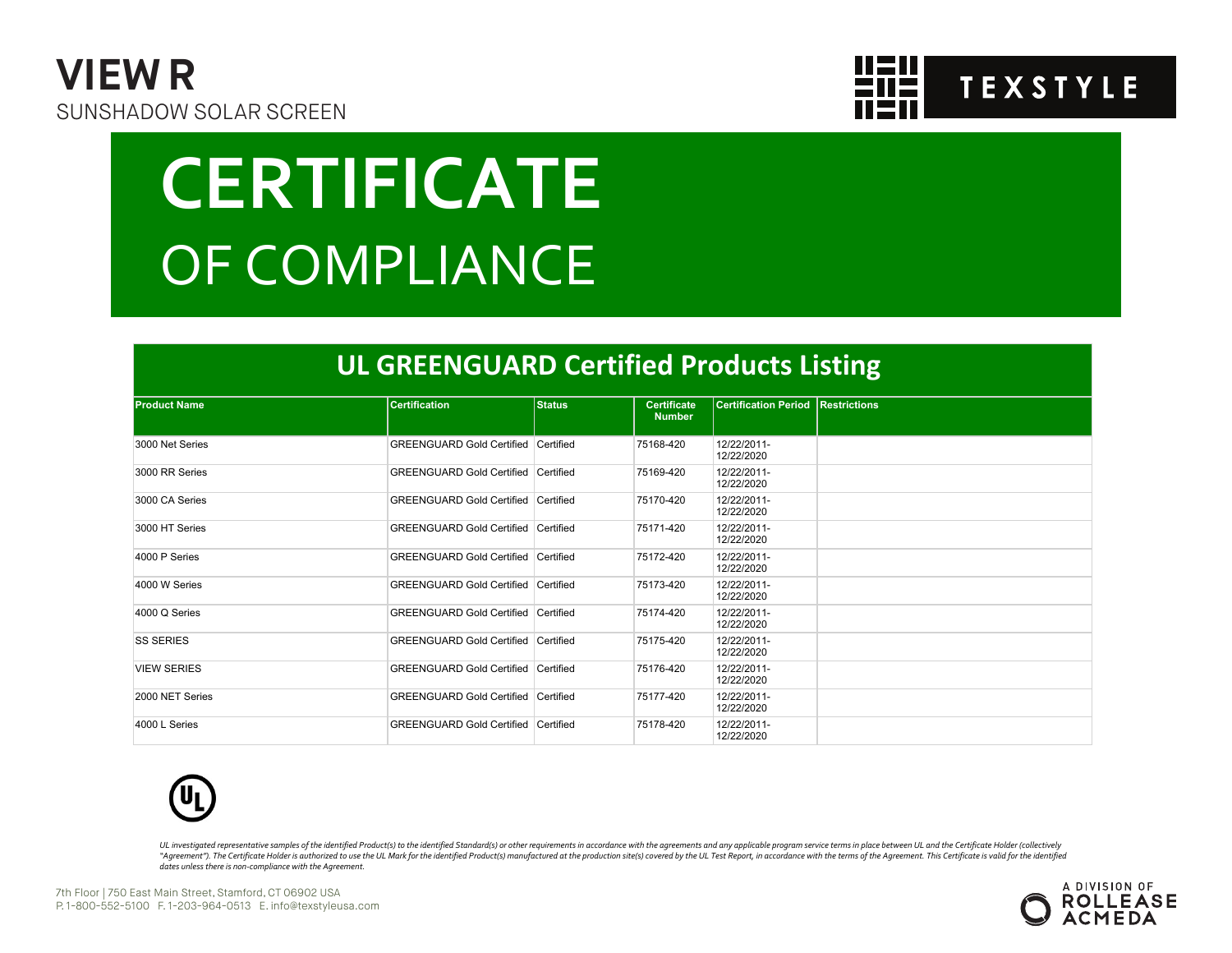**VIEW R**
SUNSHADOW SOLAR SCREEN

TEXSTYLE

# CERTIFICATE
# OF COMPLIANCE

## UL GREENGUARD Certified Products Listing

| Product Name | Certification | Status | Certificate Number | Certification Period | Restrictions |
|---|---|---|---|---|---|
| 3000 Net Series | GREENGUARD Gold Certified | Certified | 75168-420 | 12/22/2011-12/22/2020 | |
| 3000 RR Series | GREENGUARD Gold Certified | Certified | 75169-420 | 12/22/2011-12/22/2020 | |
| 3000 CA Series | GREENGUARD Gold Certified | Certified | 75170-420 | 12/22/2011-12/22/2020 | |
| 3000 HT Series | GREENGUARD Gold Certified | Certified | 75171-420 | 12/22/2011-12/22/2020 | |
| 4000 P Series | GREENGUARD Gold Certified | Certified | 75172-420 | 12/22/2011-12/22/2020 | |
| 4000 W Series | GREENGUARD Gold Certified | Certified | 75173-420 | 12/22/2011-12/22/2020 | |
| 4000 Q Series | GREENGUARD Gold Certified | Certified | 75174-420 | 12/22/2011-12/22/2020 | |
| SS SERIES | GREENGUARD Gold Certified | Certified | 75175-420 | 12/22/2011-12/22/2020 | |
| VIEW SERIES | GREENGUARD Gold Certified | Certified | 75176-420 | 12/22/2011-12/22/2020 | |
| 2000 NET Series | GREENGUARD Gold Certified | Certified | 75177-420 | 12/22/2011-12/22/2020 | |
| 4000 L Series | GREENGUARD Gold Certified | Certified | 75178-420 | 12/22/2011-12/22/2020 | |

*UL investigated representative samples of the identified Product(s) to the identified Standard(s) or other requirements in accordance with the agreements and any applicable program service terms in place between UL and the Certificate Holder (collectively "Agreement"). The Certificate Holder is authorized to use the UL Mark for the identified Product(s) manufactured at the production site(s) covered by the UL Test Report, in accordance with the terms of the Agreement. This Certificate is valid for the identified dates unless there is non-compliance with the Agreement.*

7th Floor | 750 East Main Street, Stamford, CT 06902 USA
P. 1-800-552-5100 F. 1-203-964-0513 E. info@texstyleusa.com

A DIVISION OF ROLLEASE ACMEDA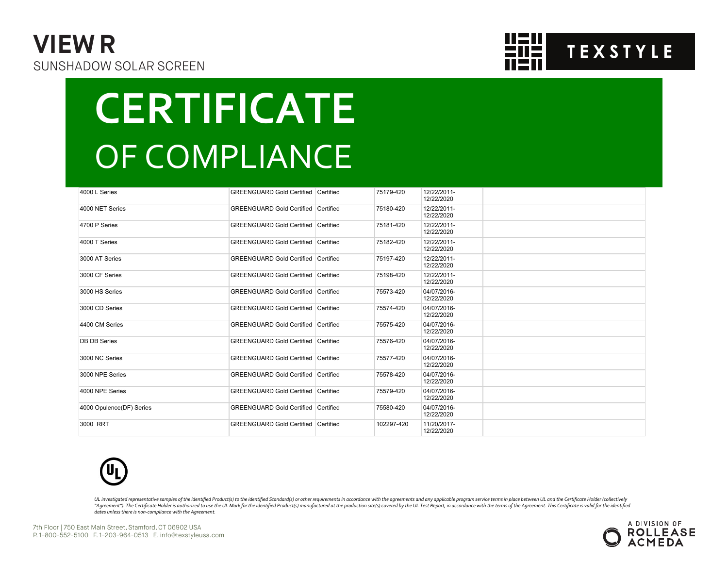# VIEW R

SUNSHADOW SOLAR SCREEN

TEXSTYLE

# CERTIFICATE

## OF COMPLIANCE

| | | | | | |
|---|---|---|---|---|---|
| 4000 L Series | GREENGUARD Gold Certified | Certified | 75179-420 | 12/22/2011-12/22/2020 | |
| 4000 NET Series | GREENGUARD Gold Certified | Certified | 75180-420 | 12/22/2011-12/22/2020 | |
| 4700 P Series | GREENGUARD Gold Certified | Certified | 75181-420 | 12/22/2011-12/22/2020 | |
| 4000 T Series | GREENGUARD Gold Certified | Certified | 75182-420 | 12/22/2011-12/22/2020 | |
| 3000 AT Series | GREENGUARD Gold Certified | Certified | 75197-420 | 12/22/2011-12/22/2020 | |
| 3000 CF Series | GREENGUARD Gold Certified | Certified | 75198-420 | 12/22/2011-12/22/2020 | |
| 3000 HS Series | GREENGUARD Gold Certified | Certified | 75573-420 | 04/07/2016-12/22/2020 | |
| 3000 CD Series | GREENGUARD Gold Certified | Certified | 75574-420 | 04/07/2016-12/22/2020 | |
| 4400 CM Series | GREENGUARD Gold Certified | Certified | 75575-420 | 04/07/2016-12/22/2020 | |
| DB DB Series | GREENGUARD Gold Certified | Certified | 75576-420 | 04/07/2016-12/22/2020 | |
| 3000 NC Series | GREENGUARD Gold Certified | Certified | 75577-420 | 04/07/2016-12/22/2020 | |
| 3000 NPE Series | GREENGUARD Gold Certified | Certified | 75578-420 | 04/07/2016-12/22/2020 | |
| 4000 NPE Series | GREENGUARD Gold Certified | Certified | 75579-420 | 04/07/2016-12/22/2020 | |
| 4000 Opulence(DF) Series | GREENGUARD Gold Certified | Certified | 75580-420 | 04/07/2016-12/22/2020 | |
| 3000 RRT | GREENGUARD Gold Certified | Certified | 102297-420 | 11/20/2017-12/22/2020 | |

*UL investigated representative samples of the identified Product(s) to the identified Standard(s) or other requirements in accordance with the agreements and any applicable program service terms in place between UL and the Certificate Holder (collectively "Agreement"). The Certificate Holder is authorized to use the UL Mark for the identified Product(s) manufactured at the production site(s) covered by the UL Test Report, in accordance with the terms of the Agreement. This Certificate is valid for the identified dates unless there is non-compliance with the Agreement.*

7th Floor | 750 East Main Street, Stamford, CT 06902 USA
P. 1-800-552-5100 F. 1-203-964-0513 E. info@texstyleusa.com

A DIVISION OF ROLLEASE ACMEDA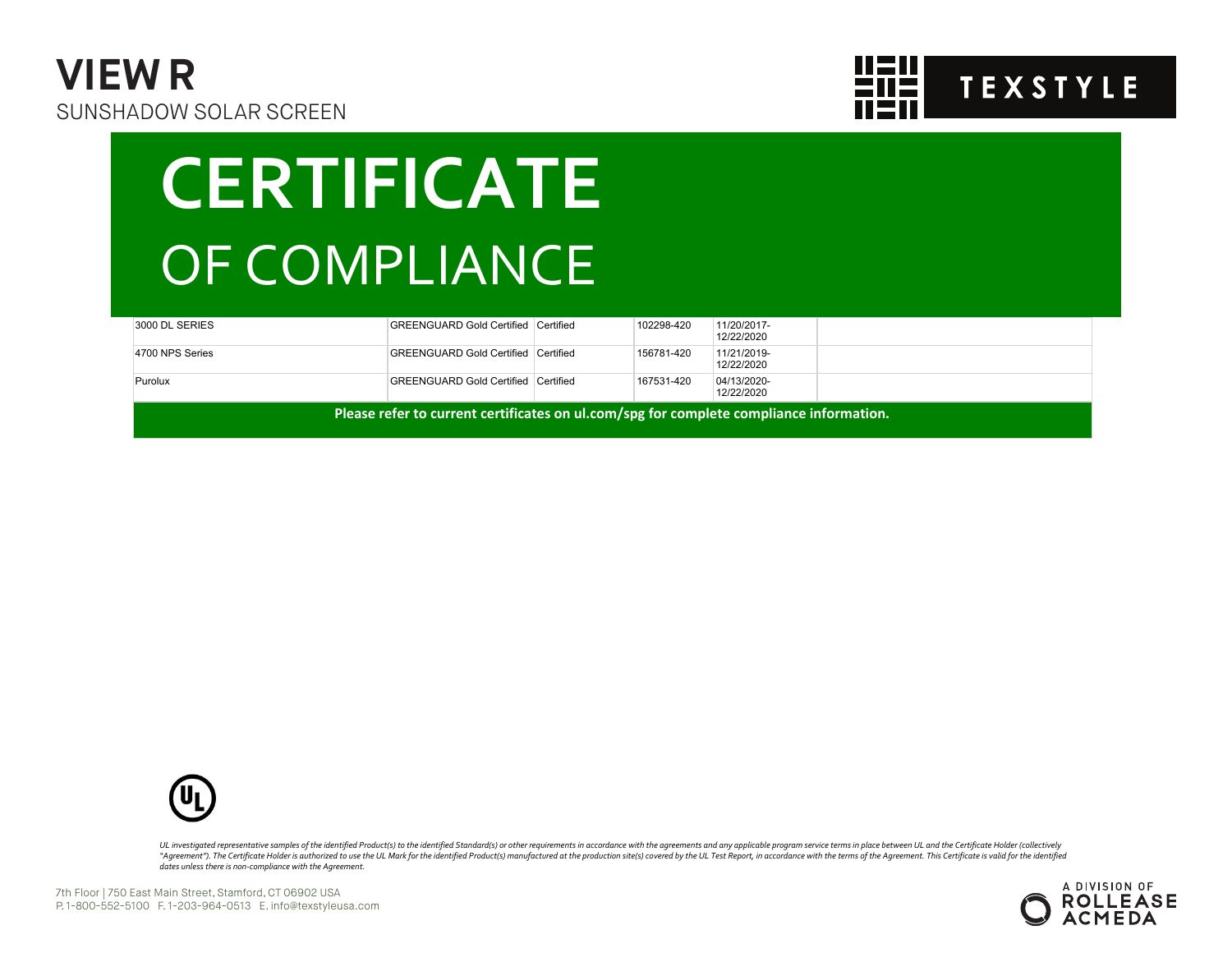# VIEW R

SUNSHADOW SOLAR SCREEN

TEXSTYLE

# CERTIFICATE

## OF COMPLIANCE

| | | | | | |
|---|---|---|---|---|---|
| 3000 DL SERIES | GREENGUARD Gold Certified | Certified | 102298-420 | 11/20/2017-12/22/2020 | |
| 4700 NPS Series | GREENGUARD Gold Certified | Certified | 156781-420 | 11/21/2019-12/22/2020 | |
| Purolux | GREENGUARD Gold Certified | Certified | 167531-420 | 04/13/2020-12/22/2020 | |

**Please refer to current certificates on ul.com/spg for complete compliance information.**

*UL investigated representative samples of the identified Product(s) to the identified Standard(s) or other requirements in accordance with the agreements and any applicable program service terms in place between UL and the Certificate Holder (collectively "Agreement"). The Certificate Holder is authorized to use the UL Mark for the identified Product(s) manufactured at the production site(s) covered by the UL Test Report, in accordance with the terms of the Agreement. This Certificate is valid for the identified dates unless there is non-compliance with the Agreement.*

7th Floor | 750 East Main Street, Stamford, CT 06902 USA
P. 1-800-552-5100 F. 1-203-964-0513 E. info@texstyleusa.com

A DIVISION OF ROLLEASE ACMEDA